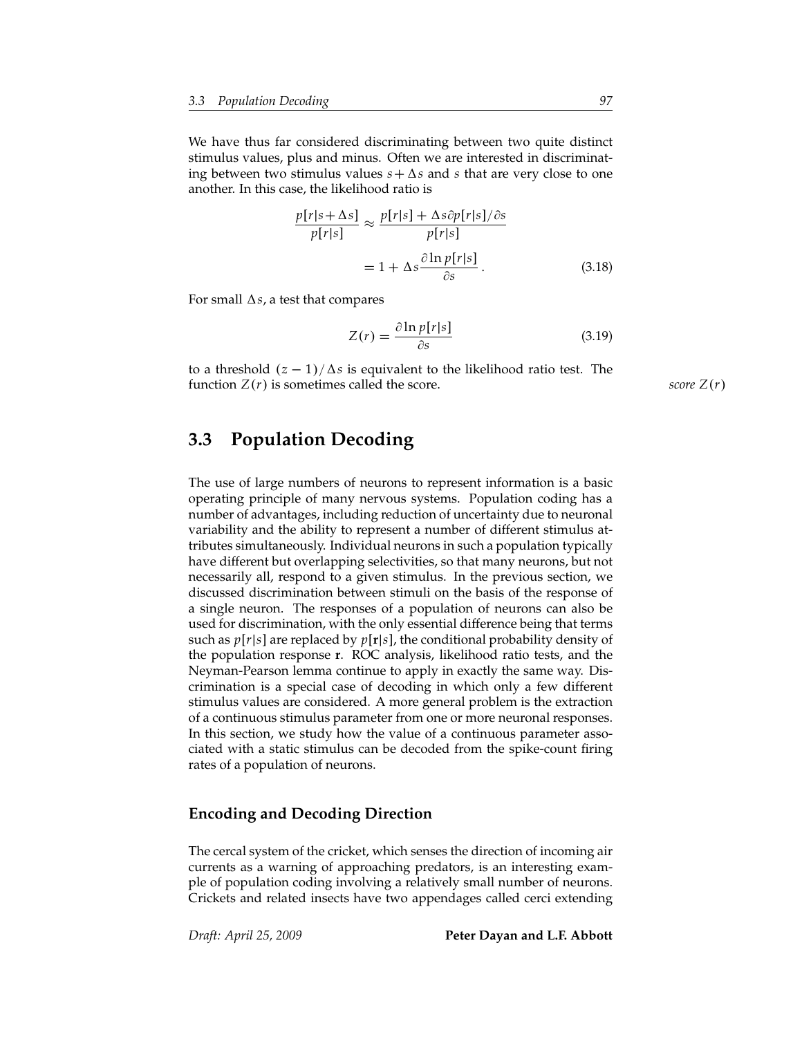We have thus far considered discriminating between two quite distinct stimulus values, plus and minus. Often we are interested in discriminating between two stimulus values $s + \Delta s$ and $s$ that are very close to one another. In this case, the likelihood ratio is

$$\frac{p[r|s+\Delta s]}{p[r|s]} \approx \frac{p[r|s] + \Delta s \partial p[r|s]/\partial s}{p[r|s]}$$

$$= 1 + \Delta s \frac{\partial \ln p[r|s]}{\partial s} . \tag{3.18}$$

For small $\Delta s$, a test that compares

$$Z(r) = \frac{\partial \ln p[r|s]}{\partial s} \tag{3.19}$$

to a threshold $(z-1)/\Delta s$ is equivalent to the likelihood ratio test. The function $Z(r)$ is sometimes called the score.

*score $Z(r)$*

## 3.3 Population Decoding

The use of large numbers of neurons to represent information is a basic operating principle of many nervous systems. Population coding has a number of advantages, including reduction of uncertainty due to neuronal variability and the ability to represent a number of different stimulus attributes simultaneously. Individual neurons in such a population typically have different but overlapping selectivities, so that many neurons, but not necessarily all, respond to a given stimulus. In the previous section, we discussed discrimination between stimuli on the basis of the response of a single neuron. The responses of a population of neurons can also be used for discrimination, with the only essential difference being that terms such as $p[r|s]$ are replaced by $p[\mathbf{r}|s]$, the conditional probability density of the population response $\mathbf{r}$. ROC analysis, likelihood ratio tests, and the Neyman-Pearson lemma continue to apply in exactly the same way. Discrimination is a special case of decoding in which only a few different stimulus values are considered. A more general problem is the extraction of a continuous stimulus parameter from one or more neuronal responses. In this section, we study how the value of a continuous parameter associated with a static stimulus can be decoded from the spike-count firing rates of a population of neurons.

### Encoding and Decoding Direction

The cercal system of the cricket, which senses the direction of incoming air currents as a warning of approaching predators, is an interesting example of population coding involving a relatively small number of neurons. Crickets and related insects have two appendages called cerci extending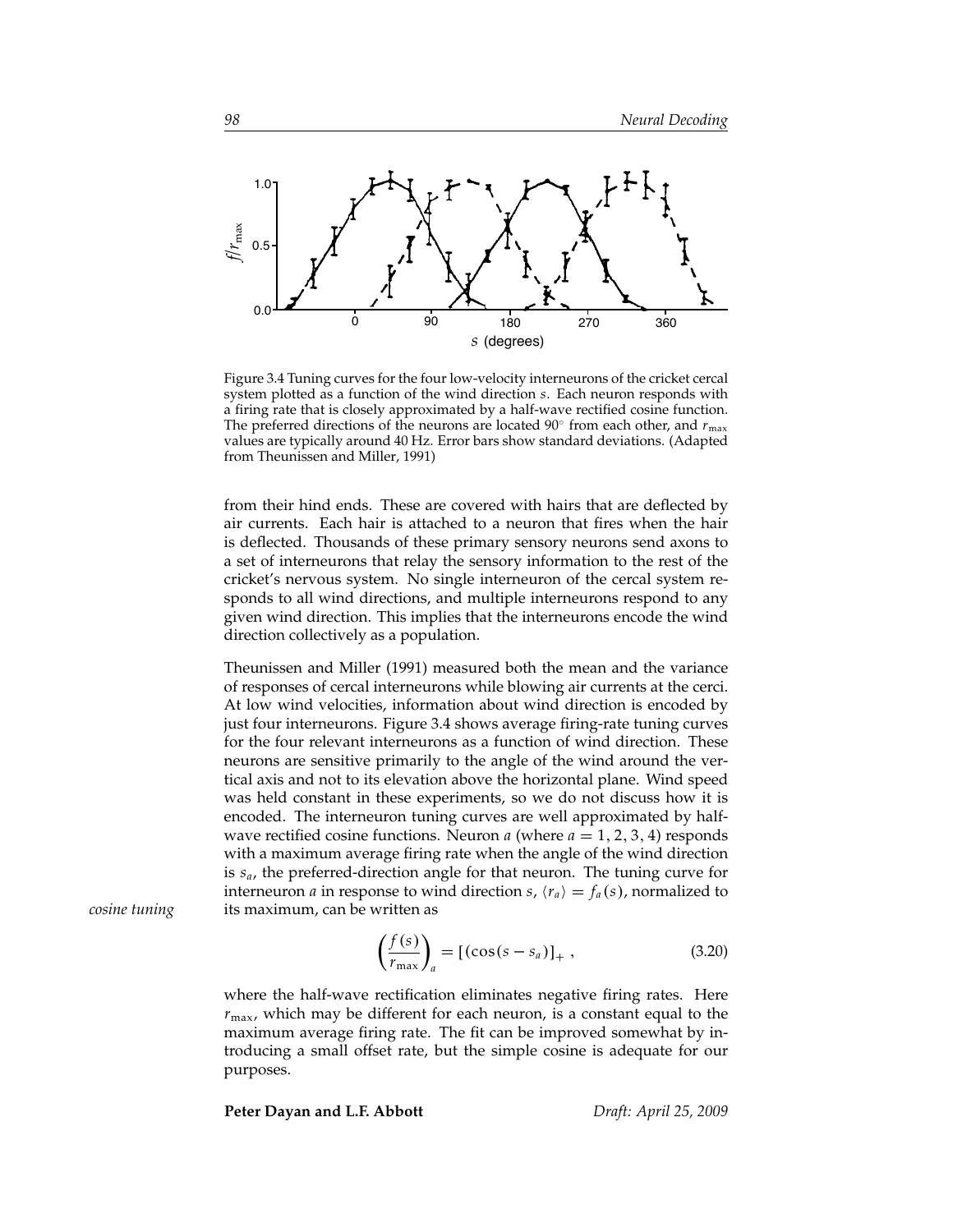Figure 3.4 Tuning curves for the four low-velocity interneurons of the cricket cercal system plotted as a function of the wind direction $s$. Each neuron responds with a firing rate that is closely approximated by a half-wave rectified cosine function. The preferred directions of the neurons are located 90° from each other, and $r_{\max}$ values are typically around 40 Hz. Error bars show standard deviations. (Adapted from Theunissen and Miller, 1991)

from their hind ends. These are covered with hairs that are deflected by air currents. Each hair is attached to a neuron that fires when the hair is deflected. Thousands of these primary sensory neurons send axons to a set of interneurons that relay the sensory information to the rest of the cricket's nervous system. No single interneuron of the cercal system responds to all wind directions, and multiple interneurons respond to any given wind direction. This implies that the interneurons encode the wind direction collectively as a population.

Theunissen and Miller (1991) measured both the mean and the variance of responses of cercal interneurons while blowing air currents at the cerci. At low wind velocities, information about wind direction is encoded by just four interneurons. Figure 3.4 shows average firing-rate tuning curves for the four relevant interneurons as a function of wind direction. These neurons are sensitive primarily to the angle of the wind around the vertical axis and not to its elevation above the horizontal plane. Wind speed was held constant in these experiments, so we do not discuss how it is encoded. The interneuron tuning curves are well approximated by half-wave rectified cosine functions. Neuron $a$ (where $a = 1, 2, 3, 4$) responds with a maximum average firing rate when the angle of the wind direction is $s_a$, the preferred-direction angle for that neuron. The tuning curve for interneuron $a$ in response to wind direction $s$, $\langle r_a \rangle = f_a(s)$, normalized to its maximum, can be written as

*cosine tuning*

$$\left(\frac{f(s)}{r_{\max}}\right)_a = [(\cos(s - s_a)]_+ \, , \tag{3.20}$$

where the half-wave rectification eliminates negative firing rates. Here $r_{\max}$, which may be different for each neuron, is a constant equal to the maximum average firing rate. The fit can be improved somewhat by introducing a small offset rate, but the simple cosine is adequate for our purposes.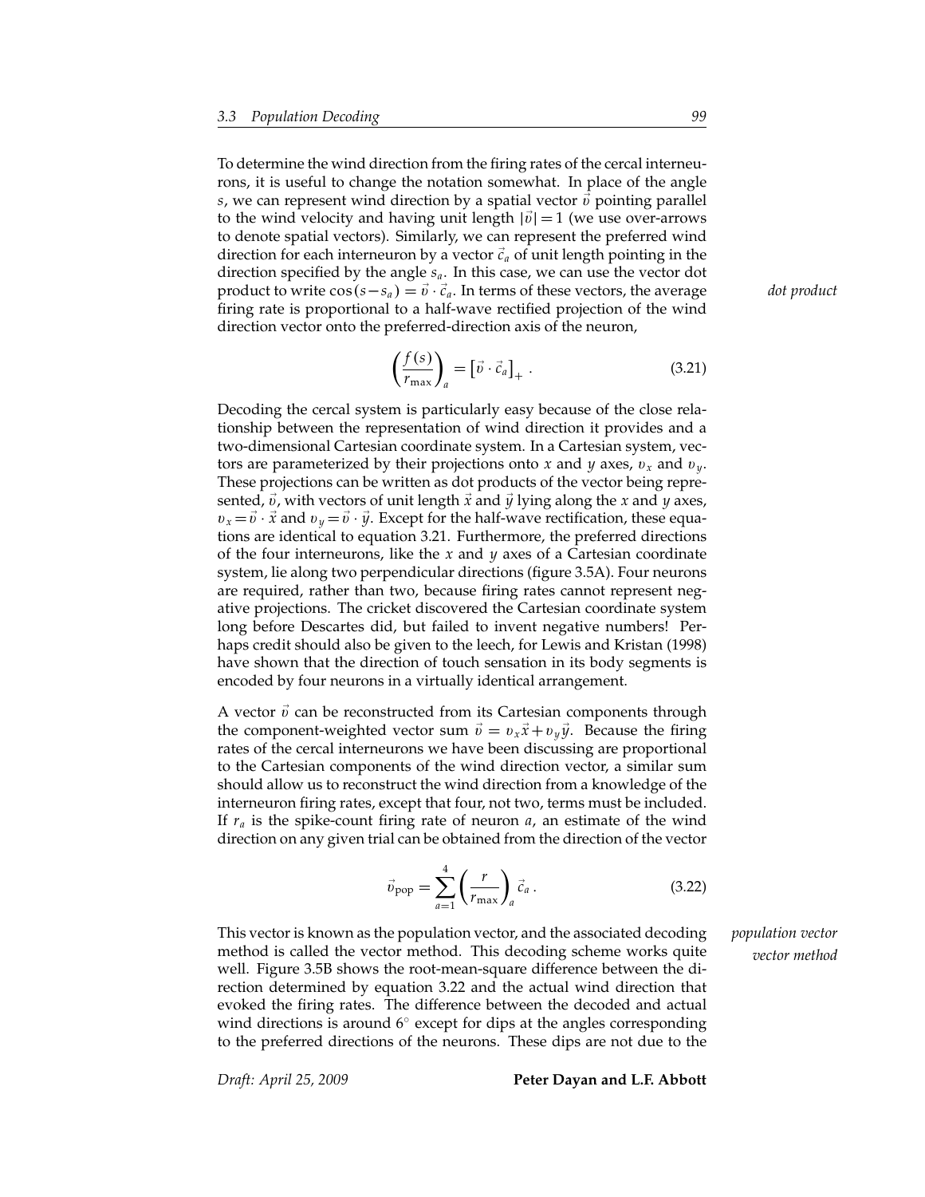To determine the wind direction from the firing rates of the cercal interneurons, it is useful to change the notation somewhat. In place of the angle $s$, we can represent wind direction by a spatial vector $\vec{v}$ pointing parallel to the wind velocity and having unit length $|\vec{v}| = 1$ (we use over-arrows to denote spatial vectors). Similarly, we can represent the preferred wind direction for each interneuron by a vector $\vec{c}_a$ of unit length pointing in the direction specified by the angle $s_a$. In this case, we can use the vector dot product to write $\cos(s - s_a) = \vec{v} \cdot \vec{c}_a$. In terms of these vectors, the average firing rate is proportional to a half-wave rectified projection of the wind direction vector onto the preferred-direction axis of the neuron,

*dot product*

$$\left(\frac{f(s)}{r_{\max}}\right)_a = \left[\vec{v} \cdot \vec{c}_a\right]_+ . \tag{3.21}$$

Decoding the cercal system is particularly easy because of the close relationship between the representation of wind direction it provides and a two-dimensional Cartesian coordinate system. In a Cartesian system, vectors are parameterized by their projections onto $x$ and $y$ axes, $v_x$ and $v_y$. These projections can be written as dot products of the vector being represented, $\vec{v}$, with vectors of unit length $\vec{x}$ and $\vec{y}$ lying along the $x$ and $y$ axes, $v_x = \vec{v} \cdot \vec{x}$ and $v_y = \vec{v} \cdot \vec{y}$. Except for the half-wave rectification, these equations are identical to equation 3.21. Furthermore, the preferred directions of the four interneurons, like the $x$ and $y$ axes of a Cartesian coordinate system, lie along two perpendicular directions (figure 3.5A). Four neurons are required, rather than two, because firing rates cannot represent negative projections. The cricket discovered the Cartesian coordinate system long before Descartes did, but failed to invent negative numbers! Perhaps credit should also be given to the leech, for Lewis and Kristan (1998) have shown that the direction of touch sensation in its body segments is encoded by four neurons in a virtually identical arrangement.

A vector $\vec{v}$ can be reconstructed from its Cartesian components through the component-weighted vector sum $\vec{v} = v_x\vec{x} + v_y\vec{y}$. Because the firing rates of the cercal interneurons we have been discussing are proportional to the Cartesian components of the wind direction vector, a similar sum should allow us to reconstruct the wind direction from a knowledge of the interneuron firing rates, except that four, not two, terms must be included. If $r_a$ is the spike-count firing rate of neuron $a$, an estimate of the wind direction on any given trial can be obtained from the direction of the vector

$$\vec{v}_{\text{pop}} = \sum_{a=1}^{4} \left(\frac{r}{r_{\max}}\right)_a \vec{c}_a . \tag{3.22}$$

This vector is known as the population vector, and the associated decoding method is called the vector method. This decoding scheme works quite well. Figure 3.5B shows the root-mean-square difference between the direction determined by equation 3.22 and the actual wind direction that evoked the firing rates. The difference between the decoded and actual wind directions is around 6° except for dips at the angles corresponding to the preferred directions of the neurons. These dips are not due to the

*population vector*
*vector method*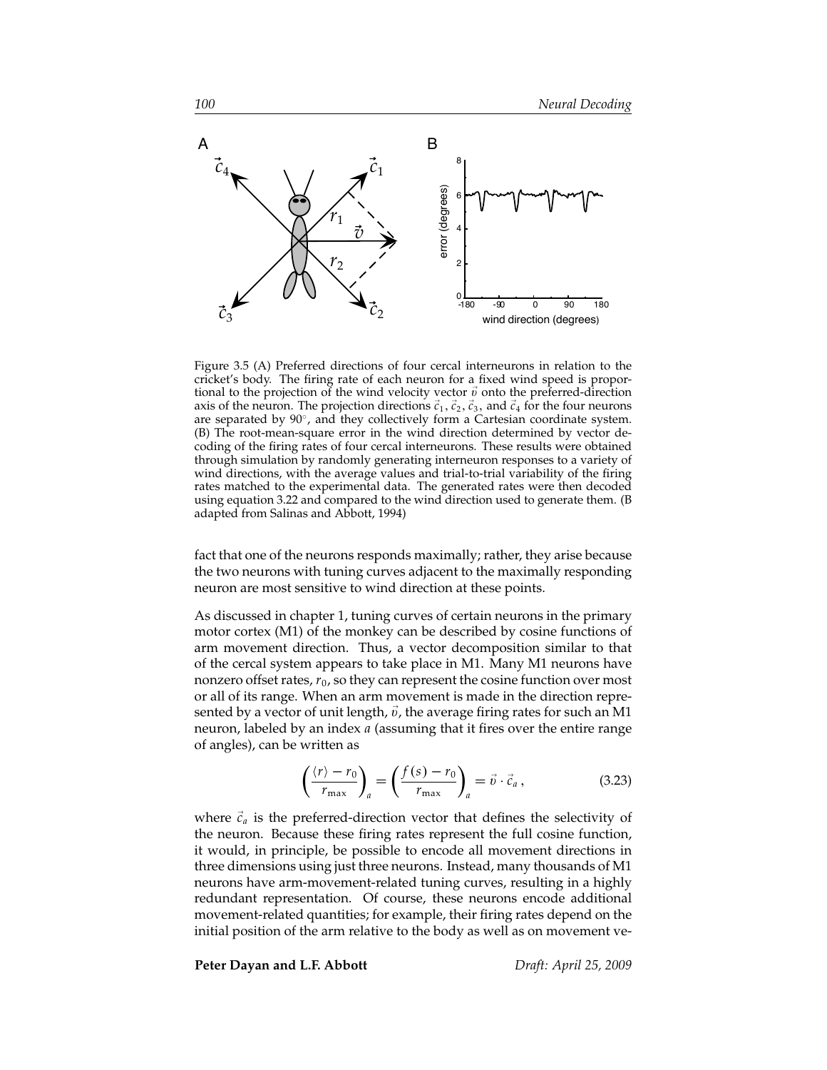Figure 3.5 (A) Preferred directions of four cercal interneurons in relation to the cricket's body. The firing rate of each neuron for a fixed wind speed is proportional to the projection of the wind velocity vector $\vec{v}$ onto the preferred-direction axis of the neuron. The projection directions $\vec{c}_1$, $\vec{c}_2$, $\vec{c}_3$, and $\vec{c}_4$ for the four neurons are separated by 90°, and they collectively form a Cartesian coordinate system. (B) The root-mean-square error in the wind direction determined by vector decoding of the firing rates of four cercal interneurons. These results were obtained through simulation by randomly generating interneuron responses to a variety of wind directions, with the average values and trial-to-trial variability of the firing rates matched to the experimental data. The generated rates were then decoded using equation 3.22 and compared to the wind direction used to generate them. (B adapted from Salinas and Abbott, 1994)

fact that one of the neurons responds maximally; rather, they arise because the two neurons with tuning curves adjacent to the maximally responding neuron are most sensitive to wind direction at these points.

As discussed in chapter 1, tuning curves of certain neurons in the primary motor cortex (M1) of the monkey can be described by cosine functions of arm movement direction. Thus, a vector decomposition similar to that of the cercal system appears to take place in M1. Many M1 neurons have nonzero offset rates, $r_0$, so they can represent the cosine function over most or all of its range. When an arm movement is made in the direction represented by a vector of unit length, $\vec{v}$, the average firing rates for such an M1 neuron, labeled by an index $a$ (assuming that it fires over the entire range of angles), can be written as

$$\left(\frac{\langle r\rangle - r_0}{r_{\max}}\right)_a = \left(\frac{f(s) - r_0}{r_{\max}}\right)_a = \vec{v}\cdot\vec{c}_a\,, \tag{3.23}$$

where $\vec{c}_a$ is the preferred-direction vector that defines the selectivity of the neuron. Because these firing rates represent the full cosine function, it would, in principle, be possible to encode all movement directions in three dimensions using just three neurons. Instead, many thousands of M1 neurons have arm-movement-related tuning curves, resulting in a highly redundant representation. Of course, these neurons encode additional movement-related quantities; for example, their firing rates depend on the initial position of the arm relative to the body as well as on movement ve-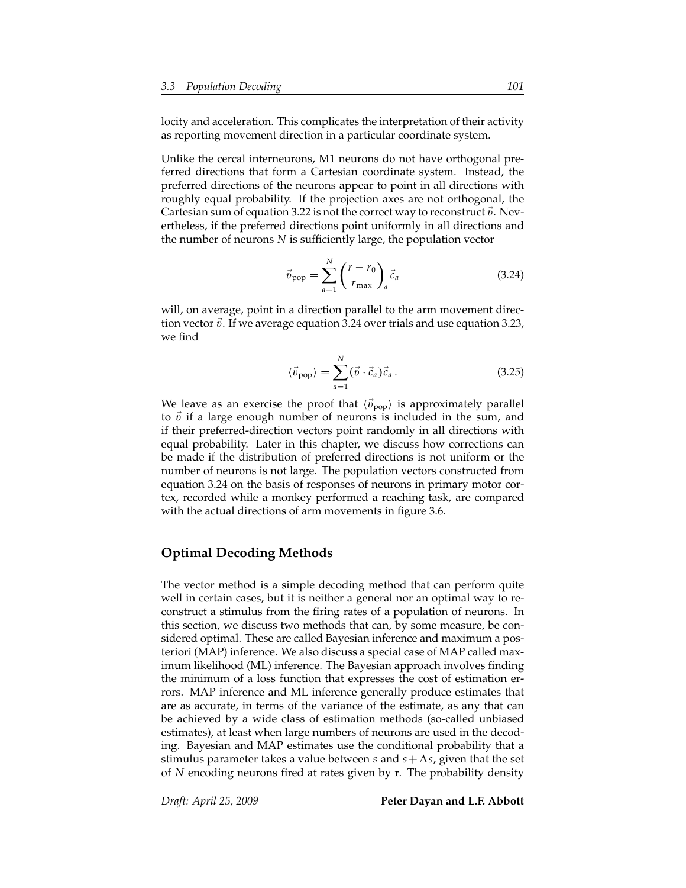locity and acceleration. This complicates the interpretation of their activity as reporting movement direction in a particular coordinate system.

Unlike the cercal interneurons, M1 neurons do not have orthogonal preferred directions that form a Cartesian coordinate system. Instead, the preferred directions of the neurons appear to point in all directions with roughly equal probability. If the projection axes are not orthogonal, the Cartesian sum of equation 3.22 is not the correct way to reconstruct $\vec{v}$. Nevertheless, if the preferred directions point uniformly in all directions and the number of neurons $N$ is sufficiently large, the population vector

$$\vec{v}_{\text{pop}} = \sum_{a=1}^{N} \left( \frac{r - r_0}{r_{\max}} \right)_a \vec{c}_a \tag{3.24}$$

will, on average, point in a direction parallel to the arm movement direction vector $\vec{v}$. If we average equation 3.24 over trials and use equation 3.23, we find

$$\langle \vec{v}_{\text{pop}} \rangle = \sum_{a=1}^{N} (\vec{v} \cdot \vec{c}_a) \vec{c}_a \,. \tag{3.25}$$

We leave as an exercise the proof that $\langle \vec{v}_{\text{pop}} \rangle$ is approximately parallel to $\vec{v}$ if a large enough number of neurons is included in the sum, and if their preferred-direction vectors point randomly in all directions with equal probability. Later in this chapter, we discuss how corrections can be made if the distribution of preferred directions is not uniform or the number of neurons is not large. The population vectors constructed from equation 3.24 on the basis of responses of neurons in primary motor cortex, recorded while a monkey performed a reaching task, are compared with the actual directions of arm movements in figure 3.6.

## Optimal Decoding Methods

The vector method is a simple decoding method that can perform quite well in certain cases, but it is neither a general nor an optimal way to reconstruct a stimulus from the firing rates of a population of neurons. In this section, we discuss two methods that can, by some measure, be considered optimal. These are called Bayesian inference and maximum a posteriori (MAP) inference. We also discuss a special case of MAP called maximum likelihood (ML) inference. The Bayesian approach involves finding the minimum of a loss function that expresses the cost of estimation errors. MAP inference and ML inference generally produce estimates that are as accurate, in terms of the variance of the estimate, as any that can be achieved by a wide class of estimation methods (so-called unbiased estimates), at least when large numbers of neurons are used in the decoding. Bayesian and MAP estimates use the conditional probability that a stimulus parameter takes a value between $s$ and $s + \Delta s$, given that the set of $N$ encoding neurons fired at rates given by $\mathbf{r}$. The probability density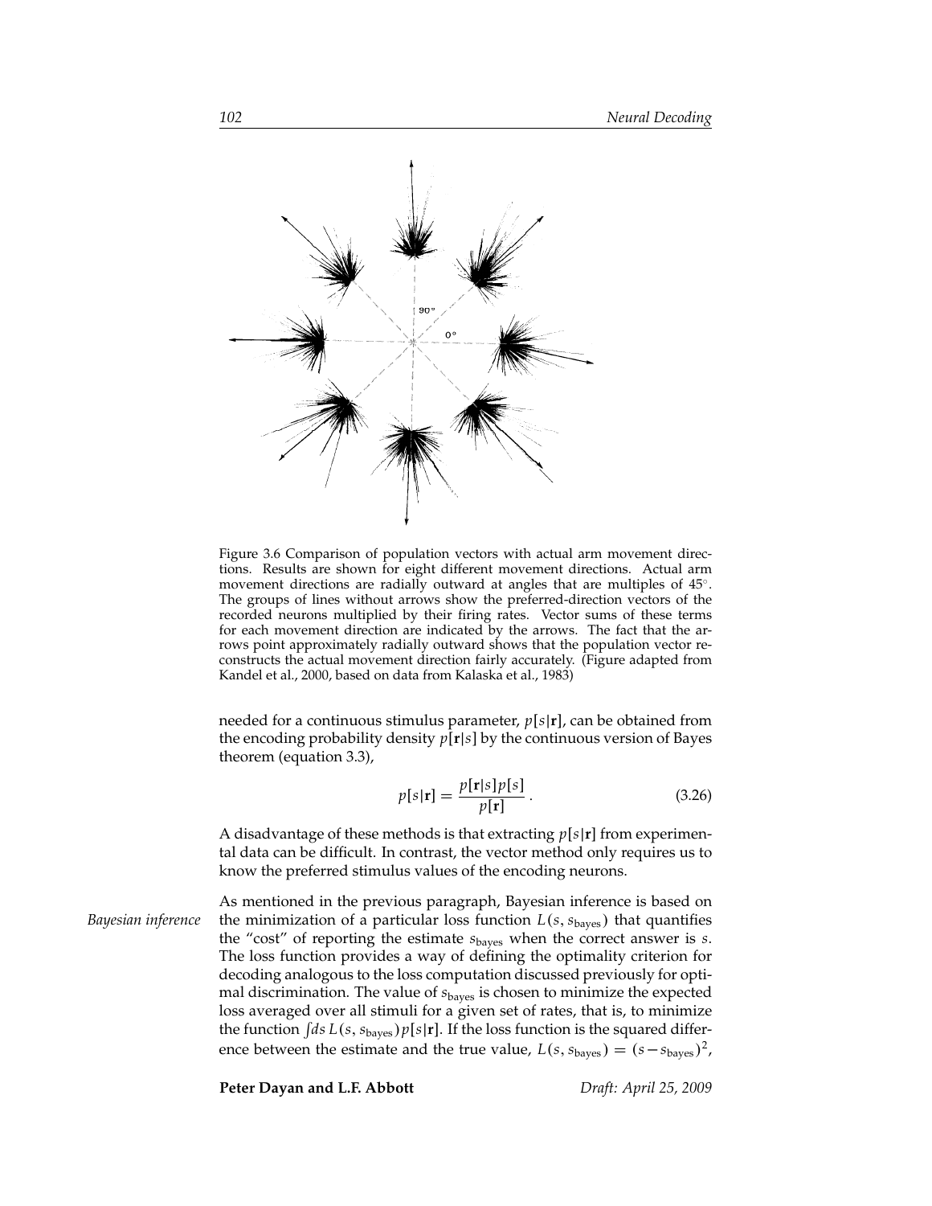Figure 3.6 Comparison of population vectors with actual arm movement directions. Results are shown for eight different movement directions. Actual arm movement directions are radially outward at angles that are multiples of 45°. The groups of lines without arrows show the preferred-direction vectors of the recorded neurons multiplied by their firing rates. Vector sums of these terms for each movement direction are indicated by the arrows. The fact that the arrows point approximately radially outward shows that the population vector reconstructs the actual movement direction fairly accurately. (Figure adapted from Kandel et al., 2000, based on data from Kalaska et al., 1983)

needed for a continuous stimulus parameter, $p[s|\mathbf{r}]$, can be obtained from the encoding probability density $p[\mathbf{r}|s]$ by the continuous version of Bayes theorem (equation 3.3),

$$p[s|\mathbf{r}] = \frac{p[\mathbf{r}|s]p[s]}{p[\mathbf{r}]} \,. \tag{3.26}$$

A disadvantage of these methods is that extracting $p[s|\mathbf{r}]$ from experimental data can be difficult. In contrast, the vector method only requires us to know the preferred stimulus values of the encoding neurons.

*Bayesian inference*

As mentioned in the previous paragraph, Bayesian inference is based on the minimization of a particular loss function $L(s, s_{\text{bayes}})$ that quantifies the "cost" of reporting the estimate $s_{\text{bayes}}$ when the correct answer is $s$. The loss function provides a way of defining the optimality criterion for decoding analogous to the loss computation discussed previously for optimal discrimination. The value of $s_{\text{bayes}}$ is chosen to minimize the expected loss averaged over all stimuli for a given set of rates, that is, to minimize the function $\int ds\, L(s, s_{\text{bayes}})p[s|\mathbf{r}]$. If the loss function is the squared difference between the estimate and the true value, $L(s, s_{\text{bayes}}) = (s - s_{\text{bayes}})^2$,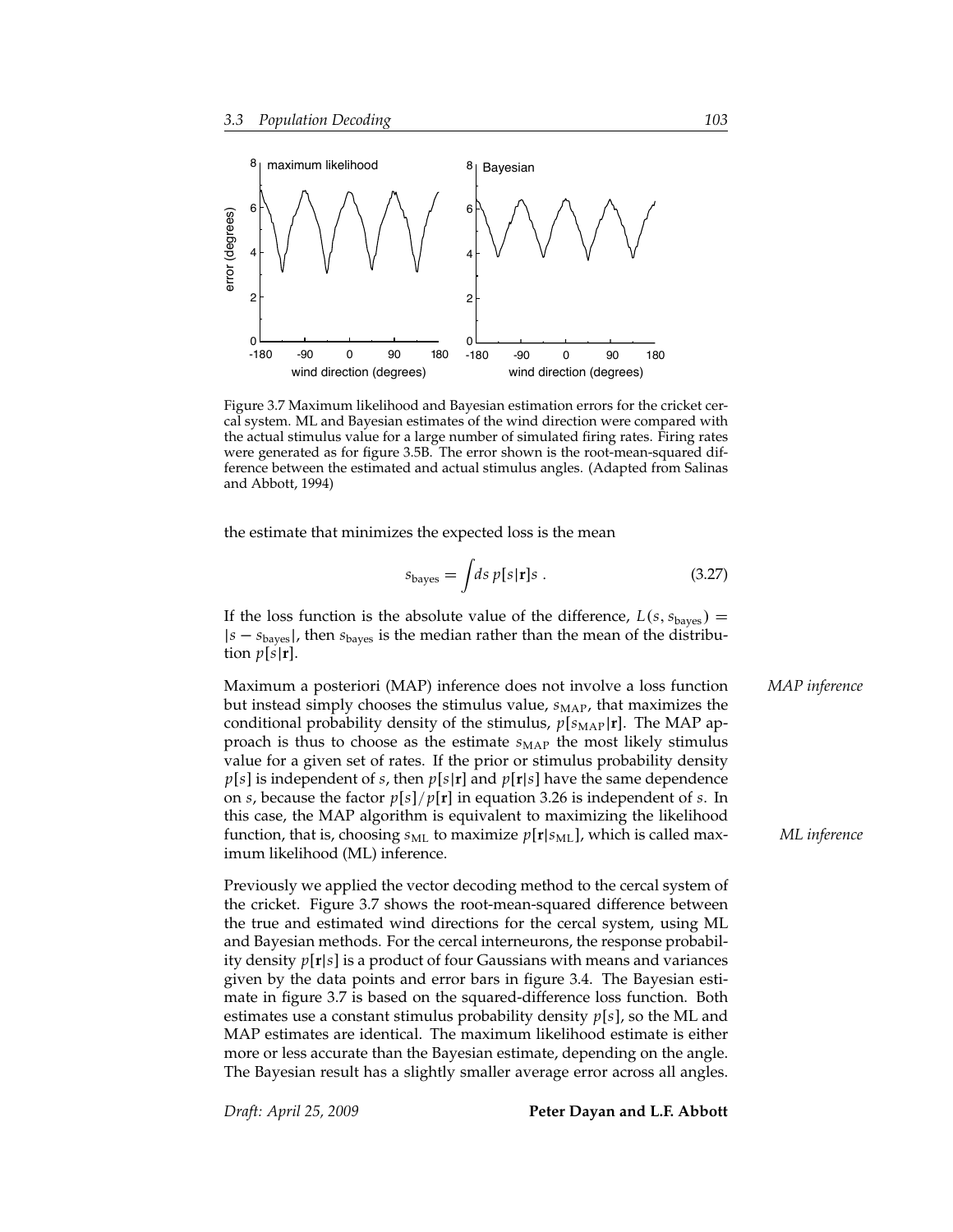Figure 3.7 Maximum likelihood and Bayesian estimation errors for the cricket cercal system. ML and Bayesian estimates of the wind direction were compared with the actual stimulus value for a large number of simulated firing rates. Firing rates were generated as for figure 3.5B. The error shown is the root-mean-squared difference between the estimated and actual stimulus angles. (Adapted from Salinas and Abbott, 1994)

the estimate that minimizes the expected loss is the mean

$$s_{\text{bayes}} = \int ds\, p[s|\mathbf{r}]s\ . \tag{3.27}$$

If the loss function is the absolute value of the difference, $L(s, s_{\text{bayes}}) = |s - s_{\text{bayes}}|$, then $s_{\text{bayes}}$ is the median rather than the mean of the distribution $p[s|\mathbf{r}]$.

*MAP inference*

Maximum a posteriori (MAP) inference does not involve a loss function but instead simply chooses the stimulus value, $s_{\text{MAP}}$, that maximizes the conditional probability density of the stimulus, $p[s_{\text{MAP}}|\mathbf{r}]$. The MAP approach is thus to choose as the estimate $s_{\text{MAP}}$ the most likely stimulus value for a given set of rates. If the prior or stimulus probability density $p[s]$ is independent of $s$, then $p[s|\mathbf{r}]$ and $p[\mathbf{r}|s]$ have the same dependence on $s$, because the factor $p[s]/p[\mathbf{r}]$ in equation 3.26 is independent of $s$. In this case, the MAP algorithm is equivalent to maximizing the likelihood function, that is, choosing $s_{\text{ML}}$ to maximize $p[\mathbf{r}|s_{\text{ML}}]$, which is called maximum likelihood (ML) inference.

*ML inference*

Previously we applied the vector decoding method to the cercal system of the cricket. Figure 3.7 shows the root-mean-squared difference between the true and estimated wind directions for the cercal system, using ML and Bayesian methods. For the cercal interneurons, the response probability density $p[\mathbf{r}|s]$ is a product of four Gaussians with means and variances given by the data points and error bars in figure 3.4. The Bayesian estimate in figure 3.7 is based on the squared-difference loss function. Both estimates use a constant stimulus probability density $p[s]$, so the ML and MAP estimates are identical. The maximum likelihood estimate is either more or less accurate than the Bayesian estimate, depending on the angle. The Bayesian result has a slightly smaller average error across all angles.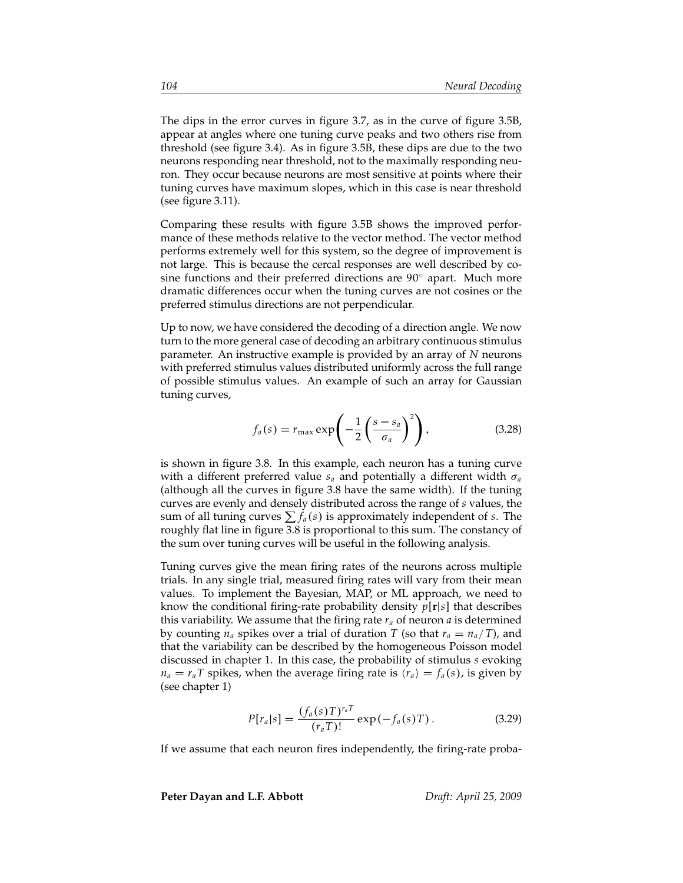The dips in the error curves in figure 3.7, as in the curve of figure 3.5B, appear at angles where one tuning curve peaks and two others rise from threshold (see figure 3.4). As in figure 3.5B, these dips are due to the two neurons responding near threshold, not to the maximally responding neuron. They occur because neurons are most sensitive at points where their tuning curves have maximum slopes, which in this case is near threshold (see figure 3.11).

Comparing these results with figure 3.5B shows the improved performance of these methods relative to the vector method. The vector method performs extremely well for this system, so the degree of improvement is not large. This is because the cercal responses are well described by cosine functions and their preferred directions are 90° apart. Much more dramatic differences occur when the tuning curves are not cosines or the preferred stimulus directions are not perpendicular.

Up to now, we have considered the decoding of a direction angle. We now turn to the more general case of decoding an arbitrary continuous stimulus parameter. An instructive example is provided by an array of $N$ neurons with preferred stimulus values distributed uniformly across the full range of possible stimulus values. An example of such an array for Gaussian tuning curves,

$$f_a(s) = r_{\max} \exp\left( -\frac{1}{2} \left( \frac{s - s_a}{\sigma_a} \right)^2 \right), \tag{3.28}$$

is shown in figure 3.8. In this example, each neuron has a tuning curve with a different preferred value $s_a$ and potentially a different width $\sigma_a$ (although all the curves in figure 3.8 have the same width). If the tuning curves are evenly and densely distributed across the range of $s$ values, the sum of all tuning curves $\sum f_a(s)$ is approximately independent of $s$. The roughly flat line in figure 3.8 is proportional to this sum. The constancy of the sum over tuning curves will be useful in the following analysis.

Tuning curves give the mean firing rates of the neurons across multiple trials. In any single trial, measured firing rates will vary from their mean values. To implement the Bayesian, MAP, or ML approach, we need to know the conditional firing-rate probability density $p[\mathbf{r}|s]$ that describes this variability. We assume that the firing rate $r_a$ of neuron $a$ is determined by counting $n_a$ spikes over a trial of duration $T$ (so that $r_a = n_a/T$), and that the variability can be described by the homogeneous Poisson model discussed in chapter 1. In this case, the probability of stimulus $s$ evoking $n_a = r_a T$ spikes, when the average firing rate is $\langle r_a \rangle = f_a(s)$, is given by (see chapter 1)

$$P[r_a|s] = \frac{(f_a(s)T)^{r_a T}}{(r_a T)!} \exp(-f_a(s)T) \, . \tag{3.29}$$

If we assume that each neuron fires independently, the firing-rate proba-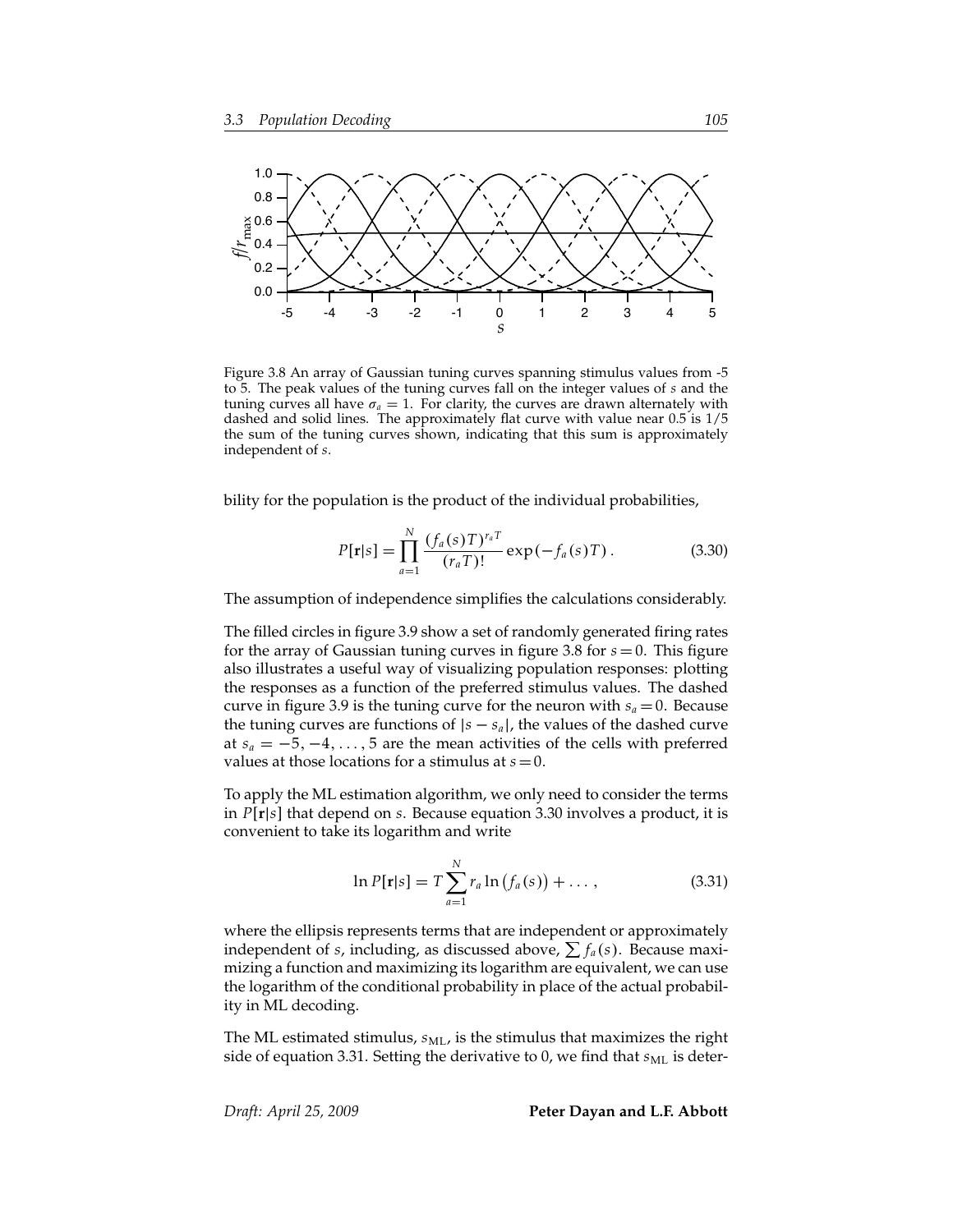Figure 3.8 An array of Gaussian tuning curves spanning stimulus values from -5 to 5. The peak values of the tuning curves fall on the integer values of $s$ and the tuning curves all have $\sigma_a = 1$. For clarity, the curves are drawn alternately with dashed and solid lines. The approximately flat curve with value near 0.5 is 1/5 the sum of the tuning curves shown, indicating that this sum is approximately independent of $s$.

bility for the population is the product of the individual probabilities,

$$P[\mathbf{r}|s] = \prod_{a=1}^{N} \frac{(f_a(s)T)^{r_a T}}{(r_a T)!} \exp(-f_a(s)T) . \tag{3.30}$$

The assumption of independence simplifies the calculations considerably.

The filled circles in figure 3.9 show a set of randomly generated firing rates for the array of Gaussian tuning curves in figure 3.8 for $s = 0$. This figure also illustrates a useful way of visualizing population responses: plotting the responses as a function of the preferred stimulus values. The dashed curve in figure 3.9 is the tuning curve for the neuron with $s_a = 0$. Because the tuning curves are functions of $|s - s_a|$, the values of the dashed curve at $s_a = -5, -4, \ldots, 5$ are the mean activities of the cells with preferred values at those locations for a stimulus at $s = 0$.

To apply the ML estimation algorithm, we only need to consider the terms in $P[\mathbf{r}|s]$ that depend on $s$. Because equation 3.30 involves a product, it is convenient to take its logarithm and write

$$\ln P[\mathbf{r}|s] = T \sum_{a=1}^{N} r_a \ln\big(f_a(s)\big) + \ldots , \tag{3.31}$$

where the ellipsis represents terms that are independent or approximately independent of $s$, including, as discussed above, $\sum f_a(s)$. Because maximizing a function and maximizing its logarithm are equivalent, we can use the logarithm of the conditional probability in place of the actual probability in ML decoding.

The ML estimated stimulus, $s_{\text{ML}}$, is the stimulus that maximizes the right side of equation 3.31. Setting the derivative to 0, we find that $s_{\text{ML}}$ is deter-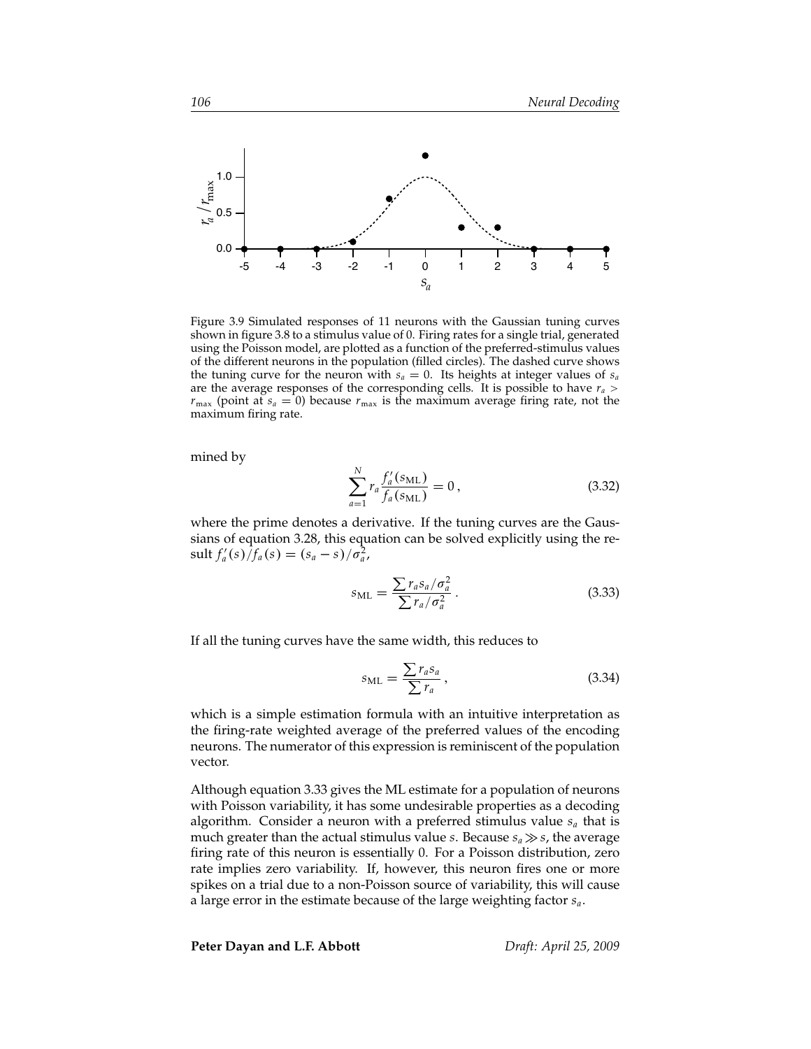Figure 3.9 Simulated responses of 11 neurons with the Gaussian tuning curves shown in figure 3.8 to a stimulus value of 0. Firing rates for a single trial, generated using the Poisson model, are plotted as a function of the preferred-stimulus values of the different neurons in the population (filled circles). The dashed curve shows the tuning curve for the neuron with $s_a = 0$. Its heights at integer values of $s_a$ are the average responses of the corresponding cells. It is possible to have $r_a > r_{\max}$ (point at $s_a = 0$) because $r_{\max}$ is the maximum average firing rate, not the maximum firing rate.

mined by

$$\sum_{a=1}^{N} r_a \frac{f_a'(s_{\mathrm{ML}})}{f_a(s_{\mathrm{ML}})} = 0\,, \tag{3.32}$$

where the prime denotes a derivative. If the tuning curves are the Gaussians of equation 3.28, this equation can be solved explicitly using the result $f_a'(s)/f_a(s) = (s_a - s)/\sigma_a^2$,

$$s_{\mathrm{ML}} = \frac{\sum r_a s_a/\sigma_a^2}{\sum r_a/\sigma_a^2}\,. \tag{3.33}$$

If all the tuning curves have the same width, this reduces to

$$s_{\mathrm{ML}} = \frac{\sum r_a s_a}{\sum r_a}\,, \tag{3.34}$$

which is a simple estimation formula with an intuitive interpretation as the firing-rate weighted average of the preferred values of the encoding neurons. The numerator of this expression is reminiscent of the population vector.

Although equation 3.33 gives the ML estimate for a population of neurons with Poisson variability, it has some undesirable properties as a decoding algorithm. Consider a neuron with a preferred stimulus value $s_a$ that is much greater than the actual stimulus value $s$. Because $s_a \gg s$, the average firing rate of this neuron is essentially 0. For a Poisson distribution, zero rate implies zero variability. If, however, this neuron fires one or more spikes on a trial due to a non-Poisson source of variability, this will cause a large error in the estimate because of the large weighting factor $s_a$.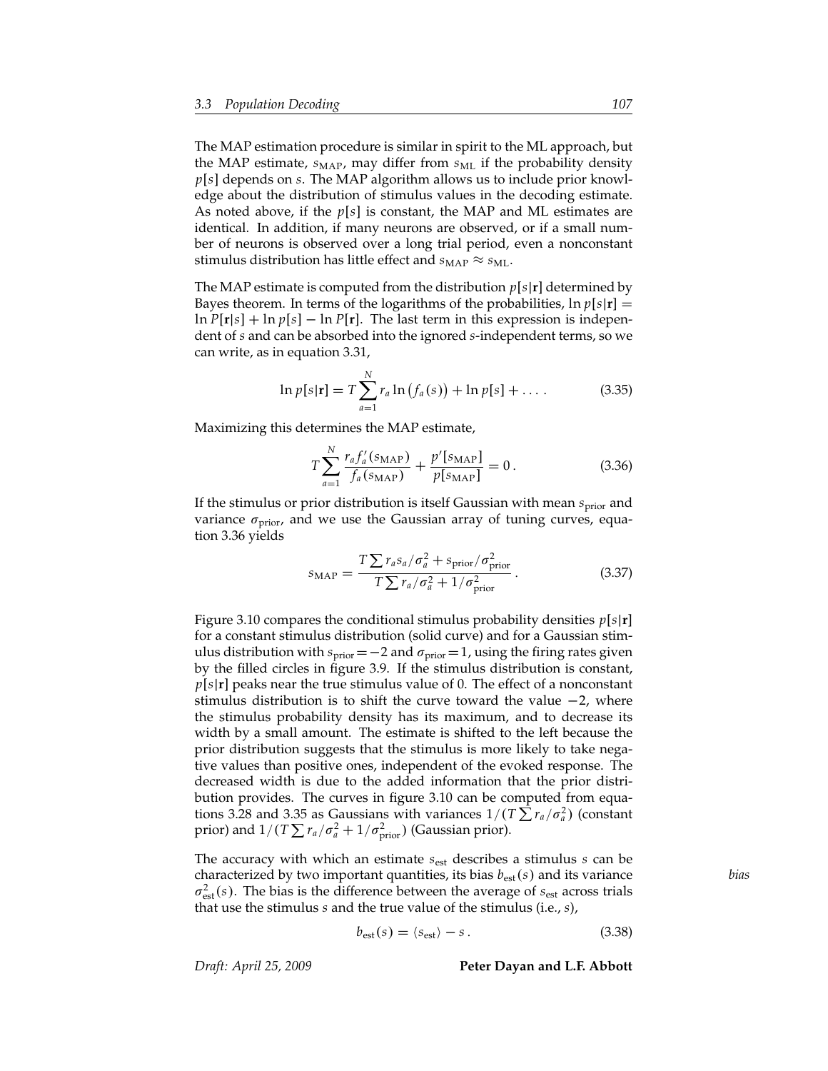The MAP estimation procedure is similar in spirit to the ML approach, but the MAP estimate, $s_{\text{MAP}}$, may differ from $s_{\text{ML}}$ if the probability density $p[s]$ depends on $s$. The MAP algorithm allows us to include prior knowledge about the distribution of stimulus values in the decoding estimate. As noted above, if the $p[s]$ is constant, the MAP and ML estimates are identical. In addition, if many neurons are observed, or if a small number of neurons is observed over a long trial period, even a nonconstant stimulus distribution has little effect and $s_{\text{MAP}} \approx s_{\text{ML}}$.

The MAP estimate is computed from the distribution $p[s|\mathbf{r}]$ determined by Bayes theorem. In terms of the logarithms of the probabilities, $\ln p[s|\mathbf{r}] = \ln P[\mathbf{r}|s] + \ln p[s] - \ln P[\mathbf{r}]$. The last term in this expression is independent of $s$ and can be absorbed into the ignored $s$-independent terms, so we can write, as in equation 3.31,

$$\ln p[s|\mathbf{r}] = T \sum_{a=1}^{N} r_a \ln\left(f_a(s)\right) + \ln p[s] + \ldots . \tag{3.35}$$

Maximizing this determines the MAP estimate,

$$T \sum_{a=1}^{N} \frac{r_a f_a'(s_{\text{MAP}})}{f_a(s_{\text{MAP}})} + \frac{p'[s_{\text{MAP}}]}{p[s_{\text{MAP}}]} = 0 . \tag{3.36}$$

If the stimulus or prior distribution is itself Gaussian with mean $s_{\text{prior}}$ and variance $\sigma_{\text{prior}}$, and we use the Gaussian array of tuning curves, equation 3.36 yields

$$s_{\text{MAP}} = \frac{T \sum r_a s_a / \sigma_a^2 + s_{\text{prior}}/\sigma_{\text{prior}}^2}{T \sum r_a/\sigma_a^2 + 1/\sigma_{\text{prior}}^2} . \tag{3.37}$$

Figure 3.10 compares the conditional stimulus probability densities $p[s|\mathbf{r}]$ for a constant stimulus distribution (solid curve) and for a Gaussian stimulus distribution with $s_{\text{prior}} = -2$ and $\sigma_{\text{prior}} = 1$, using the firing rates given by the filled circles in figure 3.9. If the stimulus distribution is constant, $p[s|\mathbf{r}]$ peaks near the true stimulus value of 0. The effect of a nonconstant stimulus distribution is to shift the curve toward the value $-2$, where the stimulus probability density has its maximum, and to decrease its width by a small amount. The estimate is shifted to the left because the prior distribution suggests that the stimulus is more likely to take negative values than positive ones, independent of the evoked response. The decreased width is due to the added information that the prior distribution provides. The curves in figure 3.10 can be computed from equations 3.28 and 3.35 as Gaussians with variances $1/(T \sum r_a/\sigma_a^2)$ (constant prior) and $1/(T \sum r_a/\sigma_a^2 + 1/\sigma_{\text{prior}}^2)$ (Gaussian prior).

The accuracy with which an estimate $s_{\text{est}}$ describes a stimulus $s$ can be characterized by two important quantities, its bias $b_{\text{est}}(s)$ and its variance $\sigma_{\text{est}}^2(s)$. The bias is the difference between the average of $s_{\text{est}}$ across trials that use the stimulus $s$ and the true value of the stimulus (i.e., $s$),

*bias*

$$b_{\text{est}}(s) = \langle s_{\text{est}} \rangle - s . \tag{3.38}$$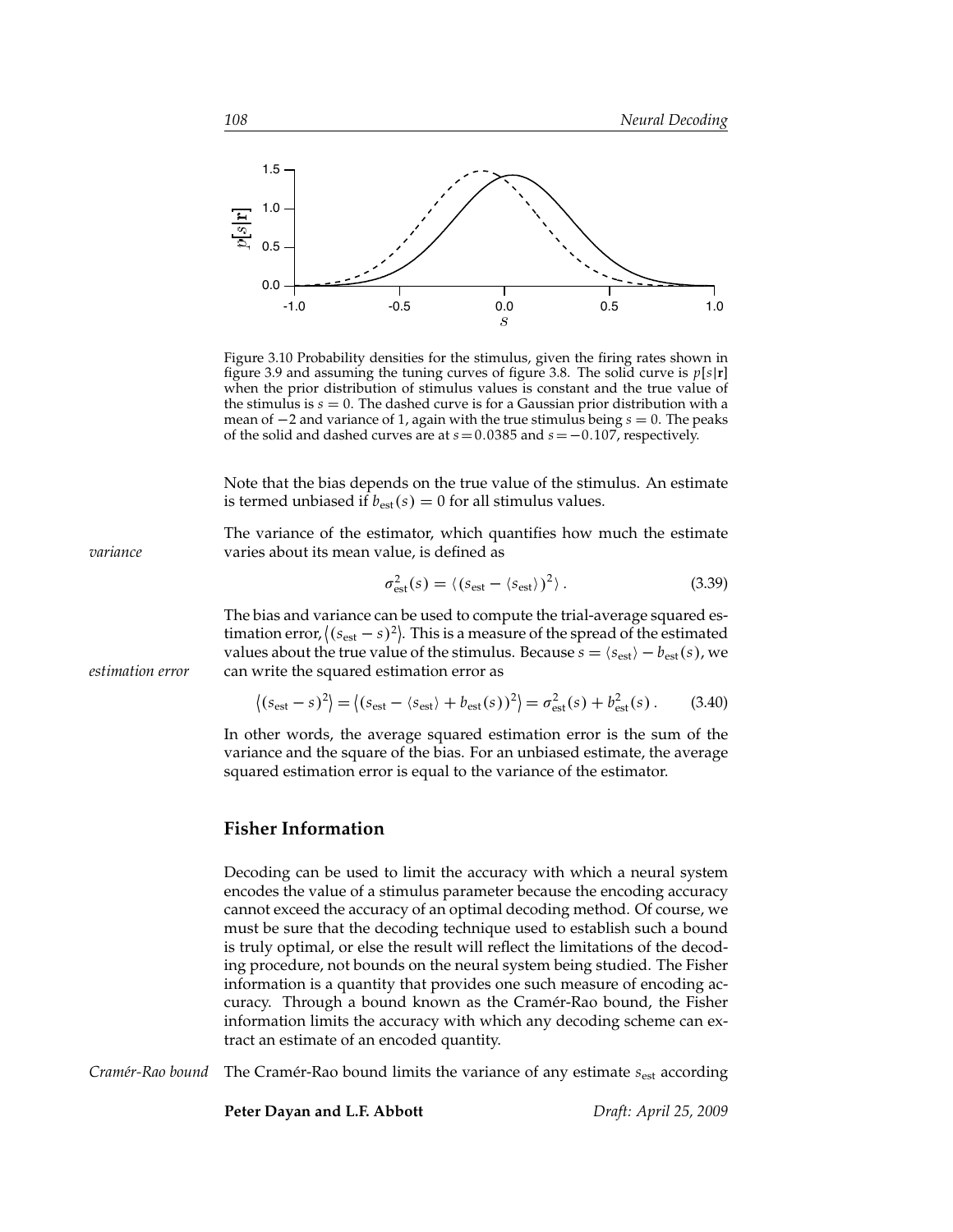Figure 3.10 Probability densities for the stimulus, given the firing rates shown in figure 3.9 and assuming the tuning curves of figure 3.8. The solid curve is $p[s|\mathbf{r}]$ when the prior distribution of stimulus values is constant and the true value of the stimulus is $s = 0$. The dashed curve is for a Gaussian prior distribution with a mean of $-2$ and variance of 1, again with the true stimulus being $s = 0$. The peaks of the solid and dashed curves are at $s = 0.0385$ and $s = -0.107$, respectively.

Note that the bias depends on the true value of the stimulus. An estimate is termed unbiased if $b_{\text{est}}(s) = 0$ for all stimulus values.

*variance*

The variance of the estimator, which quantifies how much the estimate varies about its mean value, is defined as

$$\sigma_{\text{est}}^2(s) = \langle (s_{\text{est}} - \langle s_{\text{est}} \rangle)^2 \rangle \, . \tag{3.39}$$

*estimation error*

The bias and variance can be used to compute the trial-average squared estimation error, $\langle (s_{\text{est}} - s)^2 \rangle$. This is a measure of the spread of the estimated values about the true value of the stimulus. Because $s = \langle s_{\text{est}} \rangle - b_{\text{est}}(s)$, we can write the squared estimation error as

$$\langle (s_{\text{est}} - s)^2 \rangle = \langle (s_{\text{est}} - \langle s_{\text{est}} \rangle + b_{\text{est}}(s))^2 \rangle = \sigma_{\text{est}}^2(s) + b_{\text{est}}^2(s) \, . \tag{3.40}$$

In other words, the average squared estimation error is the sum of the variance and the square of the bias. For an unbiased estimate, the average squared estimation error is equal to the variance of the estimator.

## Fisher Information

Decoding can be used to limit the accuracy with which a neural system encodes the value of a stimulus parameter because the encoding accuracy cannot exceed the accuracy of an optimal decoding method. Of course, we must be sure that the decoding technique used to establish such a bound is truly optimal, or else the result will reflect the limitations of the decoding procedure, not bounds on the neural system being studied. The Fisher information is a quantity that provides one such measure of encoding accuracy. Through a bound known as the Cramér-Rao bound, the Fisher information limits the accuracy with which any decoding scheme can extract an estimate of an encoded quantity.

*Cramér-Rao bound*

The Cramér-Rao bound limits the variance of any estimate $s_{\text{est}}$ according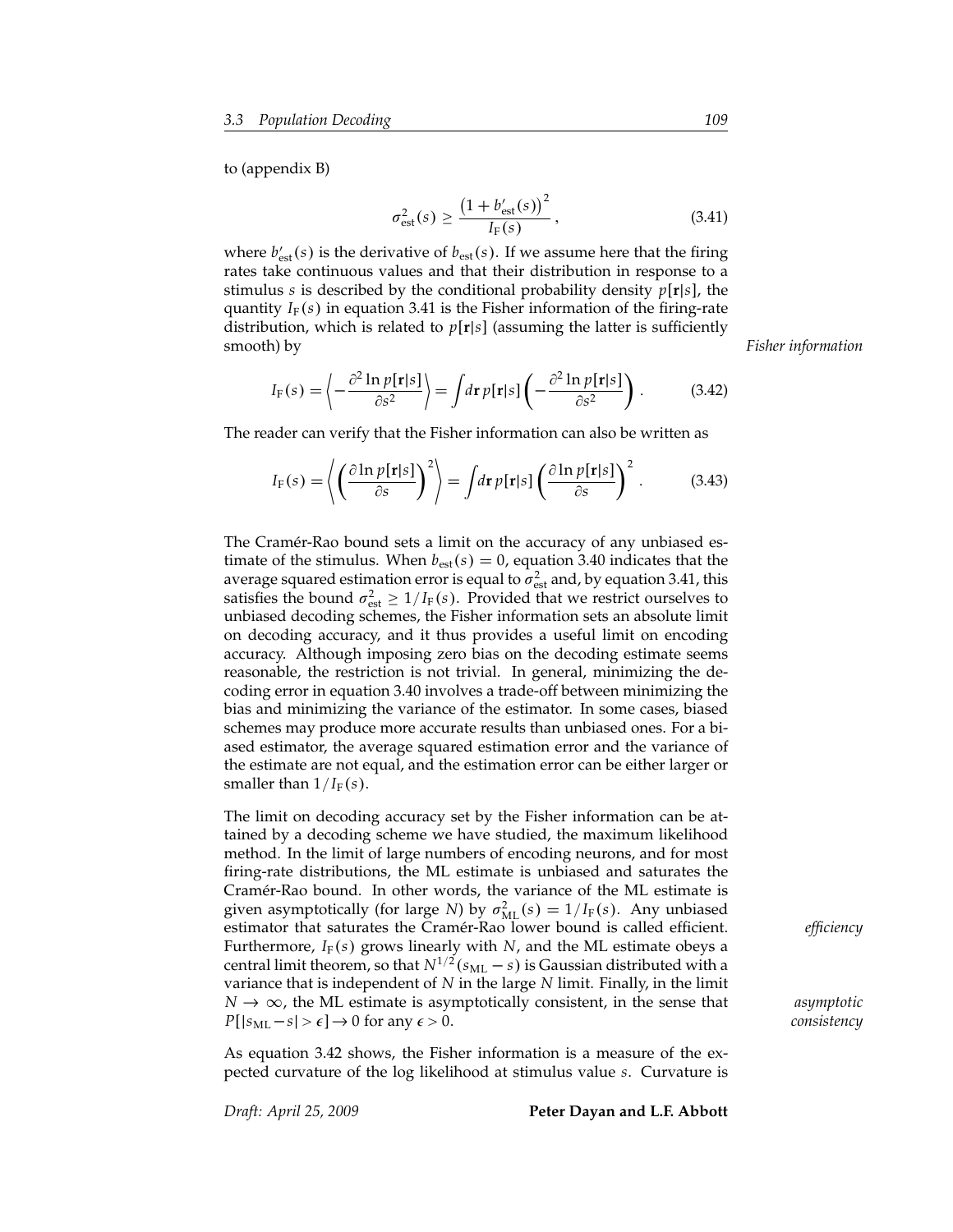to (appendix B)

$$\sigma_{\text{est}}^2(s) \geq \frac{\left(1 + b'_{\text{est}}(s)\right)^2}{I_{\text{F}}(s)}, \tag{3.41}$$

where $b'_{\text{est}}(s)$ is the derivative of $b_{\text{est}}(s)$. If we assume here that the firing rates take continuous values and that their distribution in response to a stimulus $s$ is described by the conditional probability density $p[\mathbf{r}|s]$, the quantity $I_{\text{F}}(s)$ in equation 3.41 is the Fisher information of the firing-rate distribution, which is related to $p[\mathbf{r}|s]$ (assuming the latter is sufficiently smooth) by

*Fisher information*

$$I_{\text{F}}(s) = \left\langle -\frac{\partial^2 \ln p[\mathbf{r}|s]}{\partial s^2} \right\rangle = \int d\mathbf{r}\, p[\mathbf{r}|s] \left( -\frac{\partial^2 \ln p[\mathbf{r}|s]}{\partial s^2} \right). \tag{3.42}$$

The reader can verify that the Fisher information can also be written as

$$I_{\text{F}}(s) = \left\langle \left( \frac{\partial \ln p[\mathbf{r}|s]}{\partial s} \right)^2 \right\rangle = \int d\mathbf{r}\, p[\mathbf{r}|s] \left( \frac{\partial \ln p[\mathbf{r}|s]}{\partial s} \right)^2. \tag{3.43}$$

The Cramér-Rao bound sets a limit on the accuracy of any unbiased estimate of the stimulus. When $b_{\text{est}}(s) = 0$, equation 3.40 indicates that the average squared estimation error is equal to $\sigma_{\text{est}}^2$ and, by equation 3.41, this satisfies the bound $\sigma_{\text{est}}^2 \geq 1/I_{\text{F}}(s)$. Provided that we restrict ourselves to unbiased decoding schemes, the Fisher information sets an absolute limit on decoding accuracy, and it thus provides a useful limit on encoding accuracy. Although imposing zero bias on the decoding estimate seems reasonable, the restriction is not trivial. In general, minimizing the decoding error in equation 3.40 involves a trade-off between minimizing the bias and minimizing the variance of the estimator. In some cases, biased schemes may produce more accurate results than unbiased ones. For a biased estimator, the average squared estimation error and the variance of the estimate are not equal, and the estimation error can be either larger or smaller than $1/I_{\text{F}}(s)$.

The limit on decoding accuracy set by the Fisher information can be attained by a decoding scheme we have studied, the maximum likelihood method. In the limit of large numbers of encoding neurons, and for most firing-rate distributions, the ML estimate is unbiased and saturates the Cramér-Rao bound. In other words, the variance of the ML estimate is given asymptotically (for large $N$) by $\sigma_{\text{ML}}^2(s) = 1/I_{\text{F}}(s)$. Any unbiased estimator that saturates the Cramér-Rao lower bound is called efficient. Furthermore, $I_{\text{F}}(s)$ grows linearly with $N$, and the ML estimate obeys a central limit theorem, so that $N^{1/2}(s_{\text{ML}} - s)$ is Gaussian distributed with a variance that is independent of $N$ in the large $N$ limit. Finally, in the limit $N \to \infty$, the ML estimate is asymptotically consistent, in the sense that $P[|s_{\text{ML}} - s| > \epsilon] \to 0$ for any $\epsilon > 0$.

*efficiency*

*asymptotic consistency*

As equation 3.42 shows, the Fisher information is a measure of the expected curvature of the log likelihood at stimulus value $s$. Curvature is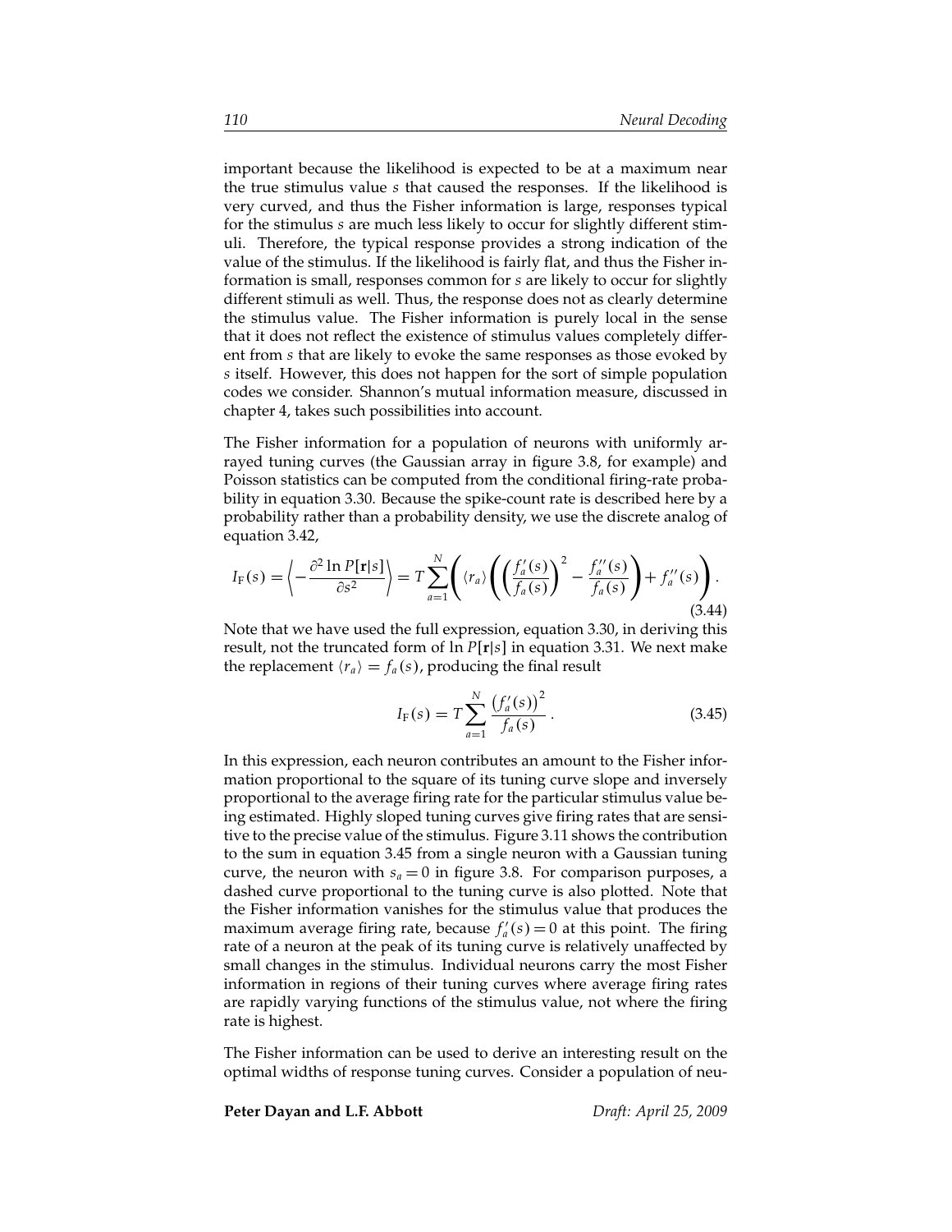important because the likelihood is expected to be at a maximum near the true stimulus value $s$ that caused the responses. If the likelihood is very curved, and thus the Fisher information is large, responses typical for the stimulus $s$ are much less likely to occur for slightly different stimuli. Therefore, the typical response provides a strong indication of the value of the stimulus. If the likelihood is fairly flat, and thus the Fisher information is small, responses common for $s$ are likely to occur for slightly different stimuli as well. Thus, the response does not as clearly determine the stimulus value. The Fisher information is purely local in the sense that it does not reflect the existence of stimulus values completely different from $s$ that are likely to evoke the same responses as those evoked by $s$ itself. However, this does not happen for the sort of simple population codes we consider. Shannon's mutual information measure, discussed in chapter 4, takes such possibilities into account.

The Fisher information for a population of neurons with uniformly arrayed tuning curves (the Gaussian array in figure 3.8, for example) and Poisson statistics can be computed from the conditional firing-rate probability in equation 3.30. Because the spike-count rate is described here by a probability rather than a probability density, we use the discrete analog of equation 3.42,

$$I_{\mathrm{F}}(s) = \left\langle -\frac{\partial^2 \ln P[\mathbf{r}|s]}{\partial s^2} \right\rangle = T \sum_{a=1}^{N} \left( \langle r_a \rangle \left( \left( \frac{f_a'(s)}{f_a(s)} \right)^2 - \frac{f_a''(s)}{f_a(s)} \right) + f_a''(s) \right) . \tag{3.44}$$

Note that we have used the full expression, equation 3.30, in deriving this result, not the truncated form of $\ln P[\mathbf{r}|s]$ in equation 3.31. We next make the replacement $\langle r_a \rangle = f_a(s)$, producing the final result

$$I_{\mathrm{F}}(s) = T \sum_{a=1}^{N} \frac{\left(f_a'(s)\right)^2}{f_a(s)} . \tag{3.45}$$

In this expression, each neuron contributes an amount to the Fisher information proportional to the square of its tuning curve slope and inversely proportional to the average firing rate for the particular stimulus value being estimated. Highly sloped tuning curves give firing rates that are sensitive to the precise value of the stimulus. Figure 3.11 shows the contribution to the sum in equation 3.45 from a single neuron with a Gaussian tuning curve, the neuron with $s_a = 0$ in figure 3.8. For comparison purposes, a dashed curve proportional to the tuning curve is also plotted. Note that the Fisher information vanishes for the stimulus value that produces the maximum average firing rate, because $f_a'(s) = 0$ at this point. The firing rate of a neuron at the peak of its tuning curve is relatively unaffected by small changes in the stimulus. Individual neurons carry the most Fisher information in regions of their tuning curves where average firing rates are rapidly varying functions of the stimulus value, not where the firing rate is highest.

The Fisher information can be used to derive an interesting result on the optimal widths of response tuning curves. Consider a population of neu-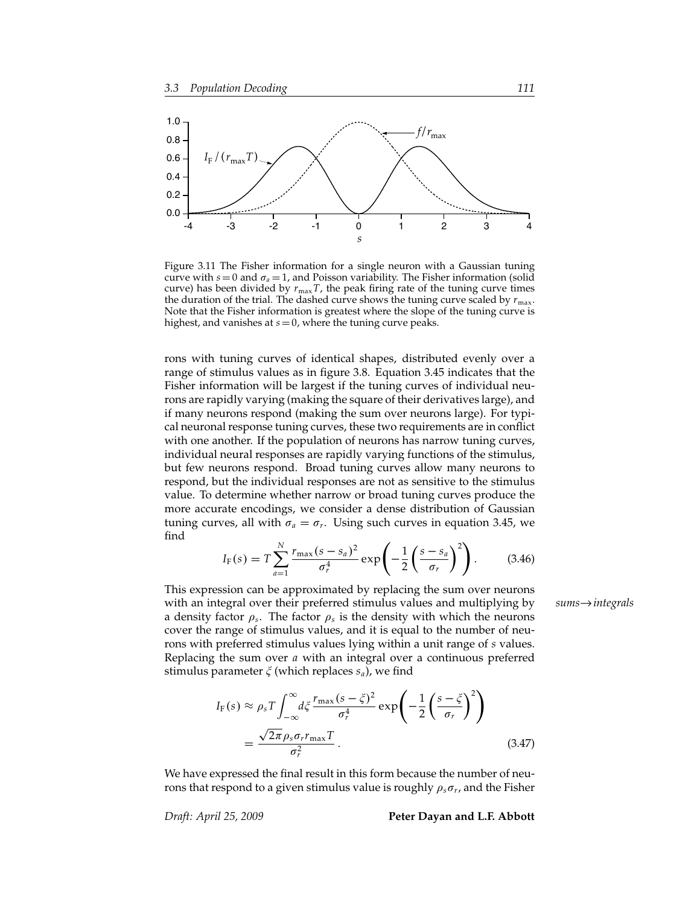Figure 3.11 The Fisher information for a single neuron with a Gaussian tuning curve with $s = 0$ and $\sigma_a = 1$, and Poisson variability. The Fisher information (solid curve) has been divided by $r_{\max} T$, the peak firing rate of the tuning curve times the duration of the trial. The dashed curve shows the tuning curve scaled by $r_{\max}$. Note that the Fisher information is greatest where the slope of the tuning curve is highest, and vanishes at $s = 0$, where the tuning curve peaks.

rons with tuning curves of identical shapes, distributed evenly over a range of stimulus values as in figure 3.8. Equation 3.45 indicates that the Fisher information will be largest if the tuning curves of individual neurons are rapidly varying (making the square of their derivatives large), and if many neurons respond (making the sum over neurons large). For typical neuronal response tuning curves, these two requirements are in conflict with one another. If the population of neurons has narrow tuning curves, individual neural responses are rapidly varying functions of the stimulus, but few neurons respond. Broad tuning curves allow many neurons to respond, but the individual responses are not as sensitive to the stimulus value. To determine whether narrow or broad tuning curves produce the more accurate encodings, we consider a dense distribution of Gaussian tuning curves, all with $\sigma_a = \sigma_r$. Using such curves in equation 3.45, we find

$$I_{\mathrm{F}}(s) = T \sum_{a=1}^{N} \frac{r_{\max} (s - s_a)^2}{\sigma_r^4} \exp\left( -\frac{1}{2} \left( \frac{s - s_a}{\sigma_r} \right)^2 \right) . \tag{3.46}$$

This expression can be approximated by replacing the sum over neurons with an integral over their preferred stimulus values and multiplying by a density factor $\rho_s$. The factor $\rho_s$ is the density with which the neurons cover the range of stimulus values, and it is equal to the number of neurons with preferred stimulus values lying within a unit range of $s$ values. Replacing the sum over $a$ with an integral over a continuous preferred stimulus parameter $\xi$ (which replaces $s_a$), we find

*sums→integrals*

$$\begin{aligned} I_{\mathrm{F}}(s) &\approx \rho_s T \int_{-\infty}^{\infty} d\xi \, \frac{r_{\max} (s - \xi)^2}{\sigma_r^4} \exp\left( -\frac{1}{2} \left( \frac{s - \xi}{\sigma_r} \right)^2 \right) \\ &= \frac{\sqrt{2\pi} \rho_s \sigma_r r_{\max} T}{\sigma_r^2} . \end{aligned} \tag{3.47}$$

We have expressed the final result in this form because the number of neurons that respond to a given stimulus value is roughly $\rho_s \sigma_r$, and the Fisher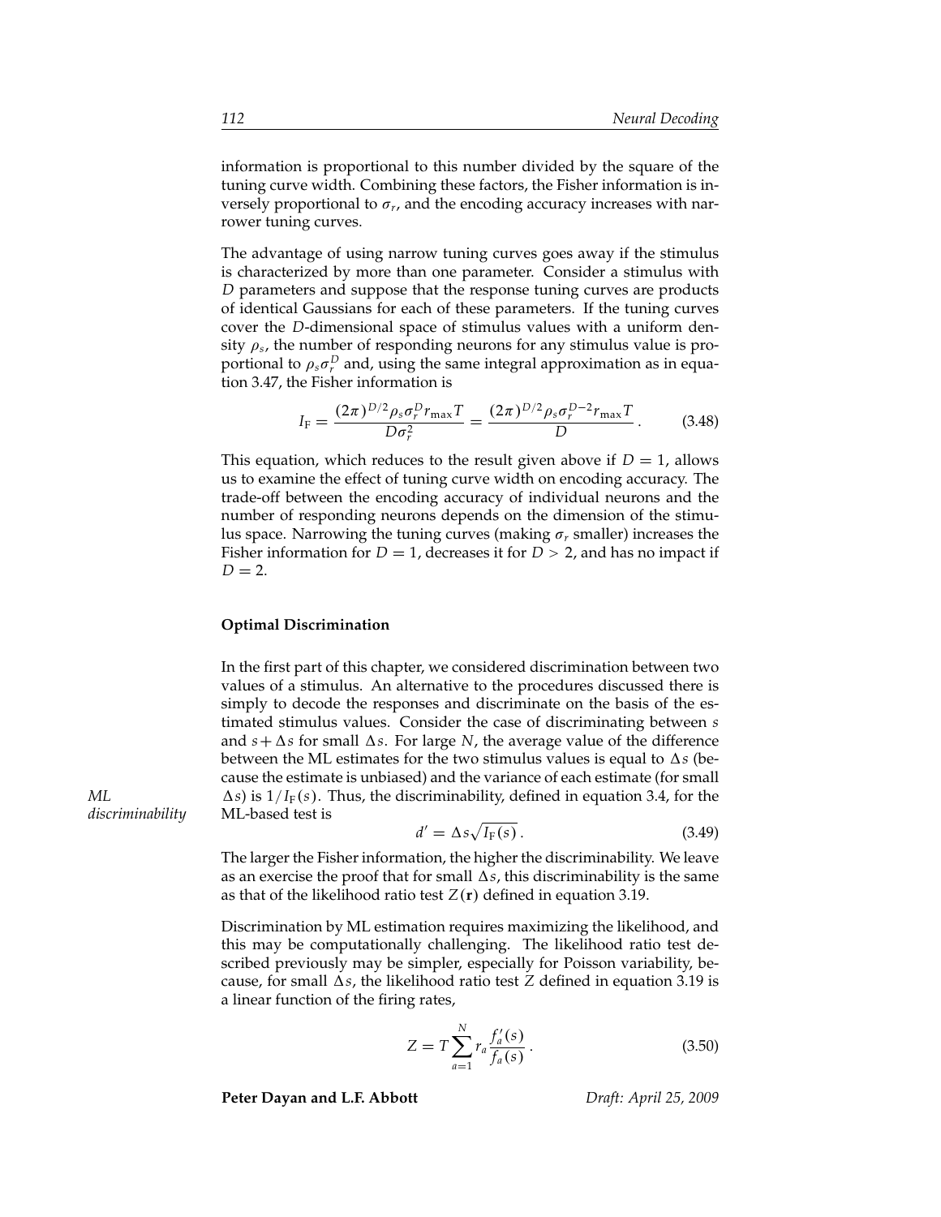information is proportional to this number divided by the square of the tuning curve width. Combining these factors, the Fisher information is inversely proportional to $\sigma_r$, and the encoding accuracy increases with narrower tuning curves.

The advantage of using narrow tuning curves goes away if the stimulus is characterized by more than one parameter. Consider a stimulus with $D$ parameters and suppose that the response tuning curves are products of identical Gaussians for each of these parameters. If the tuning curves cover the $D$-dimensional space of stimulus values with a uniform density $\rho_s$, the number of responding neurons for any stimulus value is proportional to $\rho_s \sigma_r^D$ and, using the same integral approximation as in equation 3.47, the Fisher information is

$$I_{\mathrm{F}} = \frac{(2\pi)^{D/2} \rho_s \sigma_r^D r_{\max} T}{D \sigma_r^2} = \frac{(2\pi)^{D/2} \rho_s \sigma_r^{D-2} r_{\max} T}{D} . \tag{3.48}$$

This equation, which reduces to the result given above if $D = 1$, allows us to examine the effect of tuning curve width on encoding accuracy. The trade-off between the encoding accuracy of individual neurons and the number of responding neurons depends on the dimension of the stimulus space. Narrowing the tuning curves (making $\sigma_r$ smaller) increases the Fisher information for $D = 1$, decreases it for $D > 2$, and has no impact if $D = 2$.

### Optimal Discrimination

In the first part of this chapter, we considered discrimination between two values of a stimulus. An alternative to the procedures discussed there is simply to decode the responses and discriminate on the basis of the estimated stimulus values. Consider the case of discriminating between $s$ and $s + \Delta s$ for small $\Delta s$. For large $N$, the average value of the difference between the ML estimates for the two stimulus values is equal to $\Delta s$ (because the estimate is unbiased) and the variance of each estimate (for small $\Delta s$) is $1/I_{\mathrm{F}}(s)$. Thus, the discriminability, defined in equation 3.4, for the ML-based test is

*ML discriminability*

$$d' = \Delta s \sqrt{I_{\mathrm{F}}(s)} . \tag{3.49}$$

The larger the Fisher information, the higher the discriminability. We leave as an exercise the proof that for small $\Delta s$, this discriminability is the same as that of the likelihood ratio test $Z(\mathbf{r})$ defined in equation 3.19.

Discrimination by ML estimation requires maximizing the likelihood, and this may be computationally challenging. The likelihood ratio test described previously may be simpler, especially for Poisson variability, because, for small $\Delta s$, the likelihood ratio test $Z$ defined in equation 3.19 is a linear function of the firing rates,

$$Z = T \sum_{a=1}^{N} r_a \frac{f_a'(s)}{f_a(s)} . \tag{3.50}$$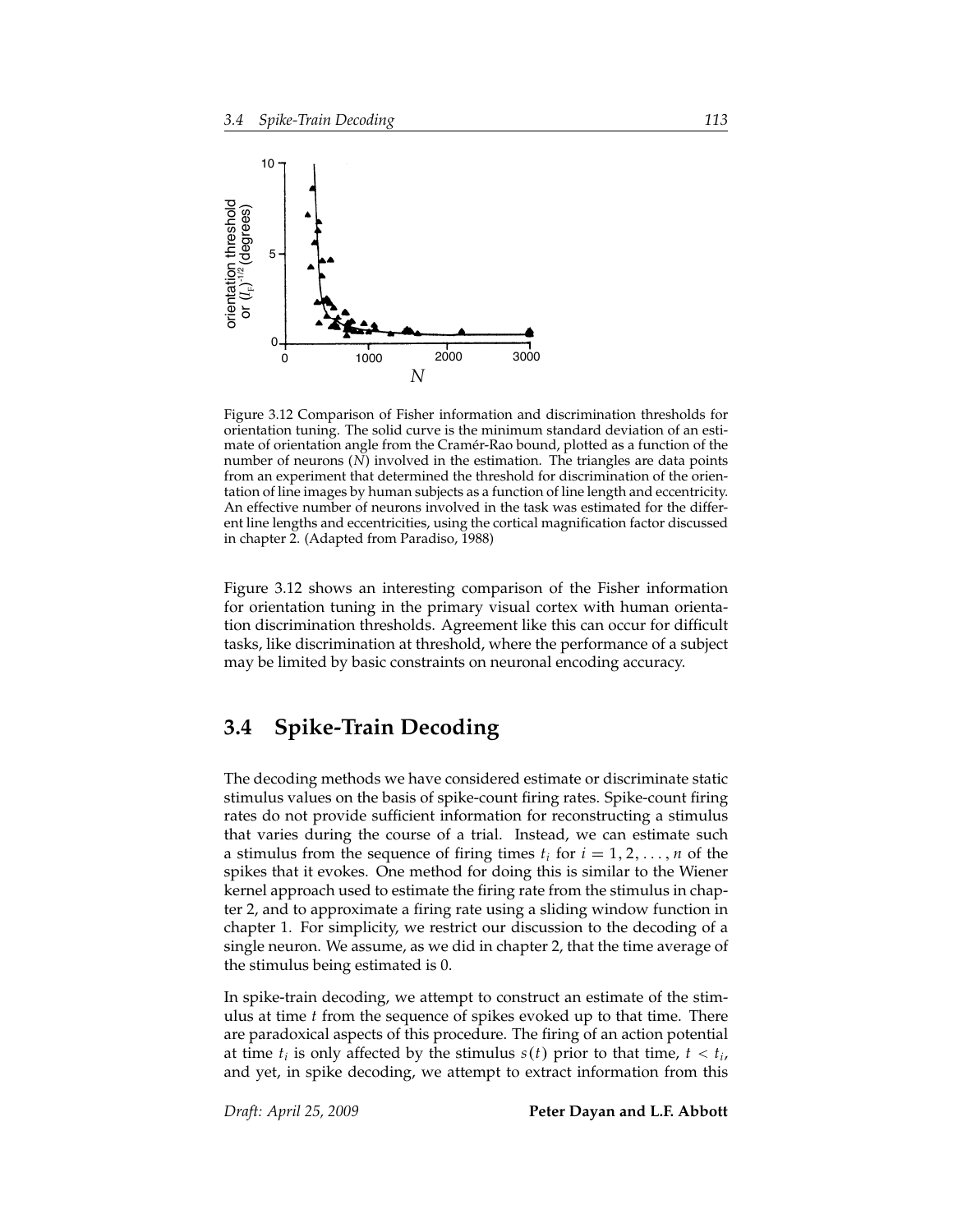10

5

0

0 1000 2000 3000

$N$

orientation threshold or $(I_F)^{-1/2}$ (degrees)

Figure 3.12 Comparison of Fisher information and discrimination thresholds for orientation tuning. The solid curve is the minimum standard deviation of an estimate of orientation angle from the Cramér-Rao bound, plotted as a function of the number of neurons ($N$) involved in the estimation. The triangles are data points from an experiment that determined the threshold for discrimination of the orientation of line images by human subjects as a function of line length and eccentricity. An effective number of neurons involved in the task was estimated for the different line lengths and eccentricities, using the cortical magnification factor discussed in chapter 2. (Adapted from Paradiso, 1988)

Figure 3.12 shows an interesting comparison of the Fisher information for orientation tuning in the primary visual cortex with human orientation discrimination thresholds. Agreement like this can occur for difficult tasks, like discrimination at threshold, where the performance of a subject may be limited by basic constraints on neuronal encoding accuracy.

## 3.4 Spike-Train Decoding

The decoding methods we have considered estimate or discriminate static stimulus values on the basis of spike-count firing rates. Spike-count firing rates do not provide sufficient information for reconstructing a stimulus that varies during the course of a trial. Instead, we can estimate such a stimulus from the sequence of firing times $t_i$ for $i = 1, 2, \ldots, n$ of the spikes that it evokes. One method for doing this is similar to the Wiener kernel approach used to estimate the firing rate from the stimulus in chapter 2, and to approximate a firing rate using a sliding window function in chapter 1. For simplicity, we restrict our discussion to the decoding of a single neuron. We assume, as we did in chapter 2, that the time average of the stimulus being estimated is 0.

In spike-train decoding, we attempt to construct an estimate of the stimulus at time $t$ from the sequence of spikes evoked up to that time. There are paradoxical aspects of this procedure. The firing of an action potential at time $t_i$ is only affected by the stimulus $s(t)$ prior to that time, $t < t_i$, and yet, in spike decoding, we attempt to extract information from this